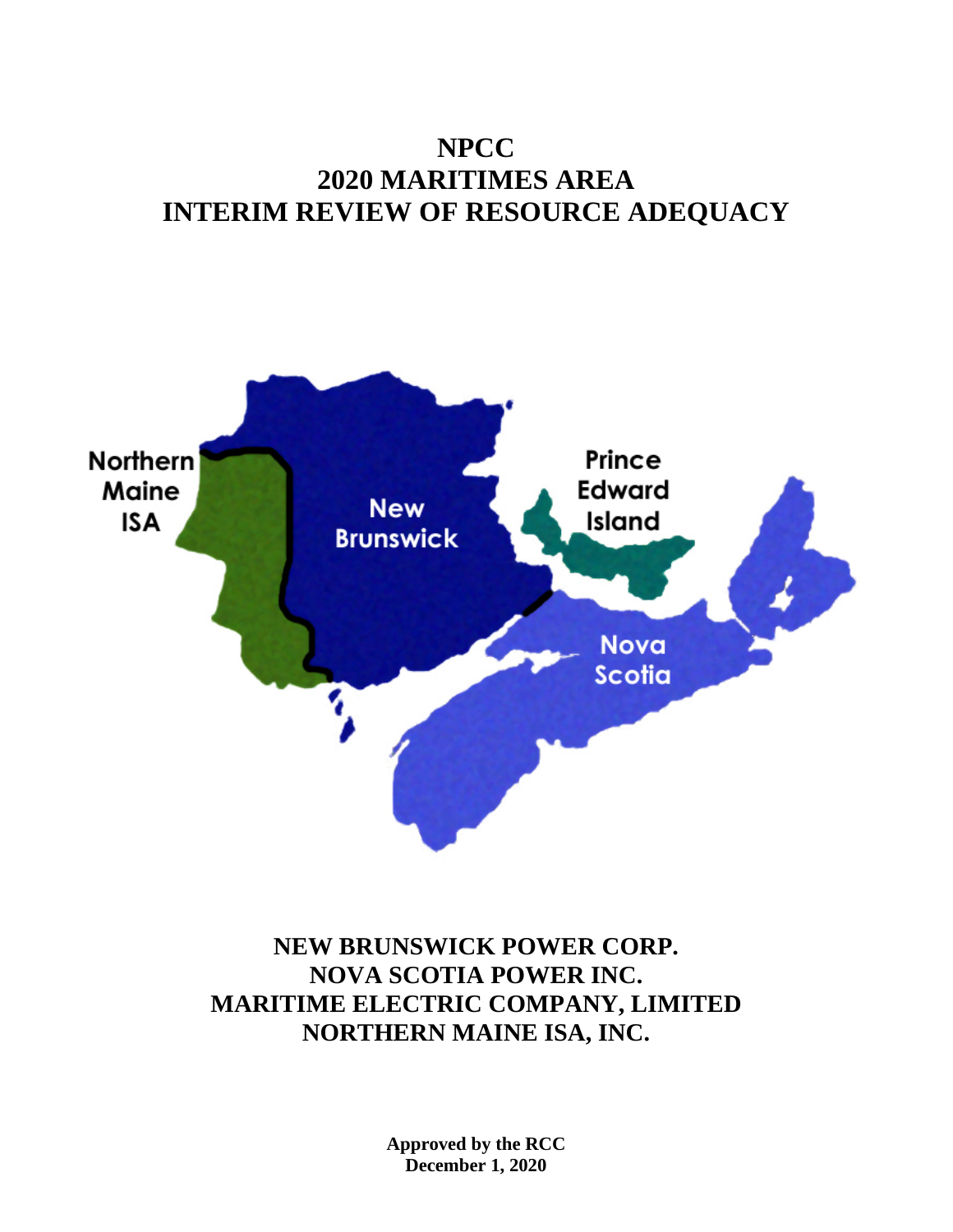# NPCC
# 2020 MARITIMES AREA
# INTERIM REVIEW OF RESOURCE ADEQUACY

Northern Maine ISA

New Brunswick

Prince Edward Island

Nova Scotia

**NEW BRUNSWICK POWER CORP.**
**NOVA SCOTIA POWER INC.**
**MARITIME ELECTRIC COMPANY, LIMITED**
**NORTHERN MAINE ISA, INC.**

**Approved by the RCC**
**December 1, 2020**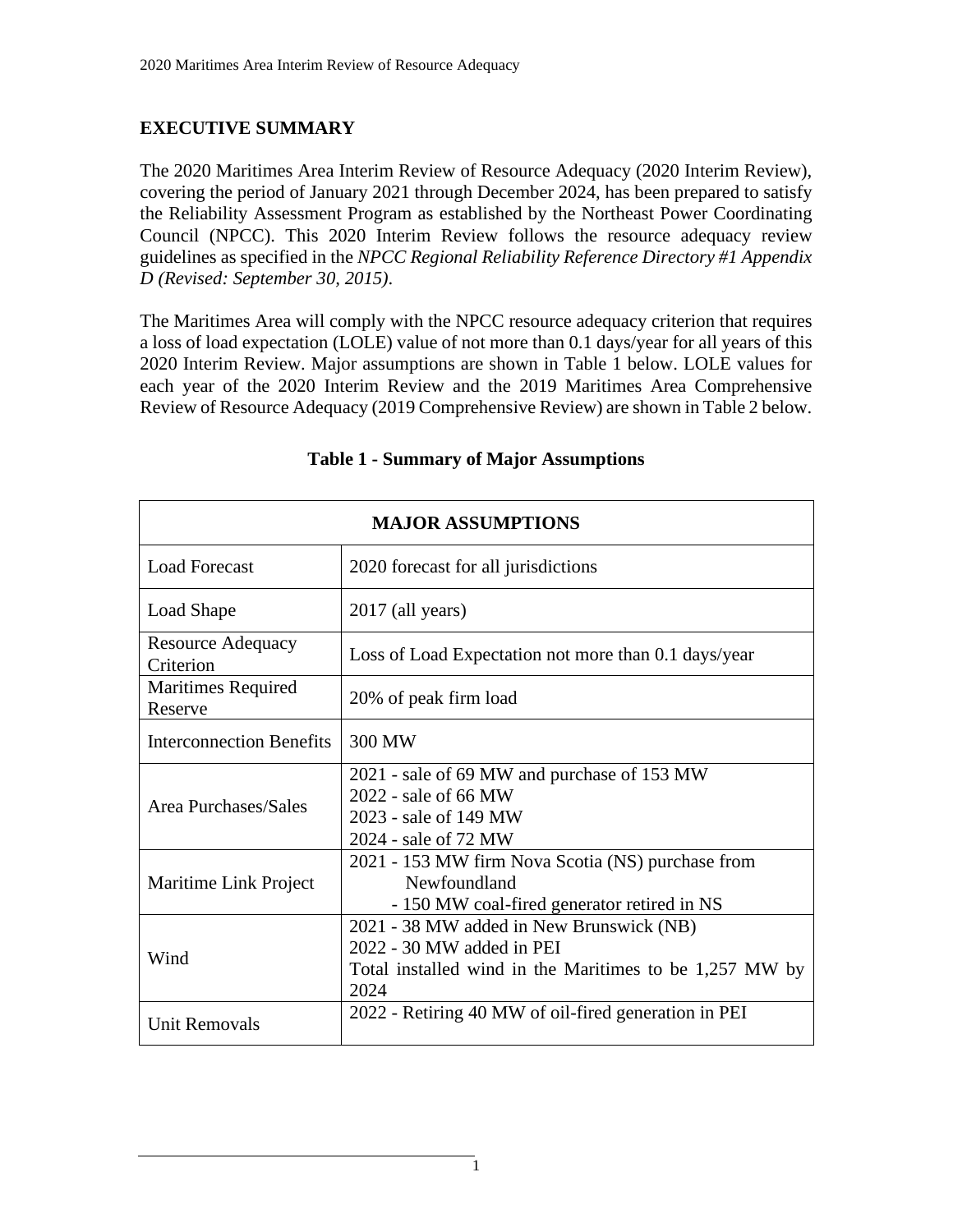## EXECUTIVE SUMMARY

The 2020 Maritimes Area Interim Review of Resource Adequacy (2020 Interim Review), covering the period of January 2021 through December 2024, has been prepared to satisfy the Reliability Assessment Program as established by the Northeast Power Coordinating Council (NPCC). This 2020 Interim Review follows the resource adequacy review guidelines as specified in the *NPCC Regional Reliability Reference Directory #1 Appendix D (Revised: September 30, 2015)*.

The Maritimes Area will comply with the NPCC resource adequacy criterion that requires a loss of load expectation (LOLE) value of not more than 0.1 days/year for all years of this 2020 Interim Review. Major assumptions are shown in Table 1 below. LOLE values for each year of the 2020 Interim Review and the 2019 Maritimes Area Comprehensive Review of Resource Adequacy (2019 Comprehensive Review) are shown in Table 2 below.

**Table 1 - Summary of Major Assumptions**

| MAJOR ASSUMPTIONS | |
|---|---|
| Load Forecast | 2020 forecast for all jurisdictions |
| Load Shape | 2017 (all years) |
| Resource Adequacy Criterion | Loss of Load Expectation not more than 0.1 days/year |
| Maritimes Required Reserve | 20% of peak firm load |
| Interconnection Benefits | 300 MW |
| Area Purchases/Sales | 2021 - sale of 69 MW and purchase of 153 MW<br>2022 - sale of 66 MW<br>2023 - sale of 149 MW<br>2024 - sale of 72 MW |
| Maritime Link Project | 2021 - 153 MW firm Nova Scotia (NS) purchase from Newfoundland<br>- 150 MW coal-fired generator retired in NS |
| Wind | 2021 - 38 MW added in New Brunswick (NB)<br>2022 - 30 MW added in PEI<br>Total installed wind in the Maritimes to be 1,257 MW by 2024 |
| Unit Removals | 2022 - Retiring 40 MW of oil-fired generation in PEI |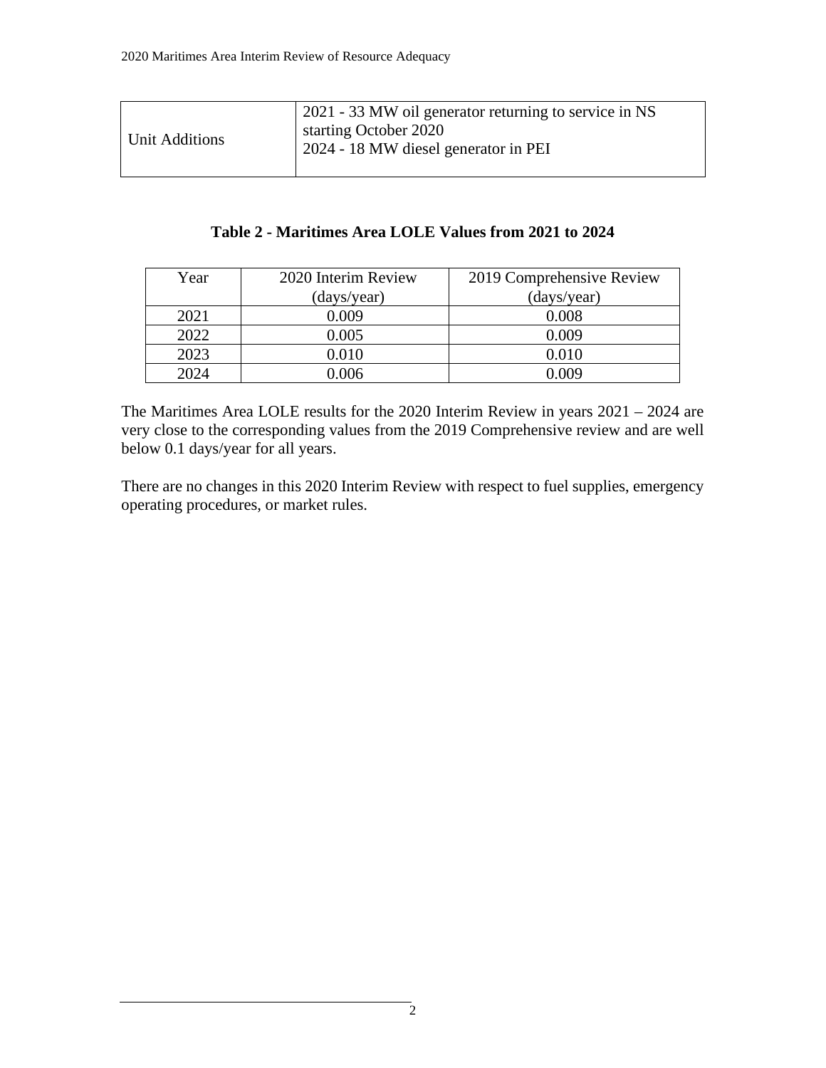| Unit Additions | 2021 - 33 MW oil generator returning to service in NS starting October 2020<br>2024 - 18 MW diesel generator in PEI |
|---|---|

**Table 2 - Maritimes Area LOLE Values from 2021 to 2024**

| Year | 2020 Interim Review (days/year) | 2019 Comprehensive Review (days/year) |
|---|---|---|
| 2021 | 0.009 | 0.008 |
| 2022 | 0.005 | 0.009 |
| 2023 | 0.010 | 0.010 |
| 2024 | 0.006 | 0.009 |

The Maritimes Area LOLE results for the 2020 Interim Review in years 2021 – 2024 are very close to the corresponding values from the 2019 Comprehensive review and are well below 0.1 days/year for all years.

There are no changes in this 2020 Interim Review with respect to fuel supplies, emergency operating procedures, or market rules.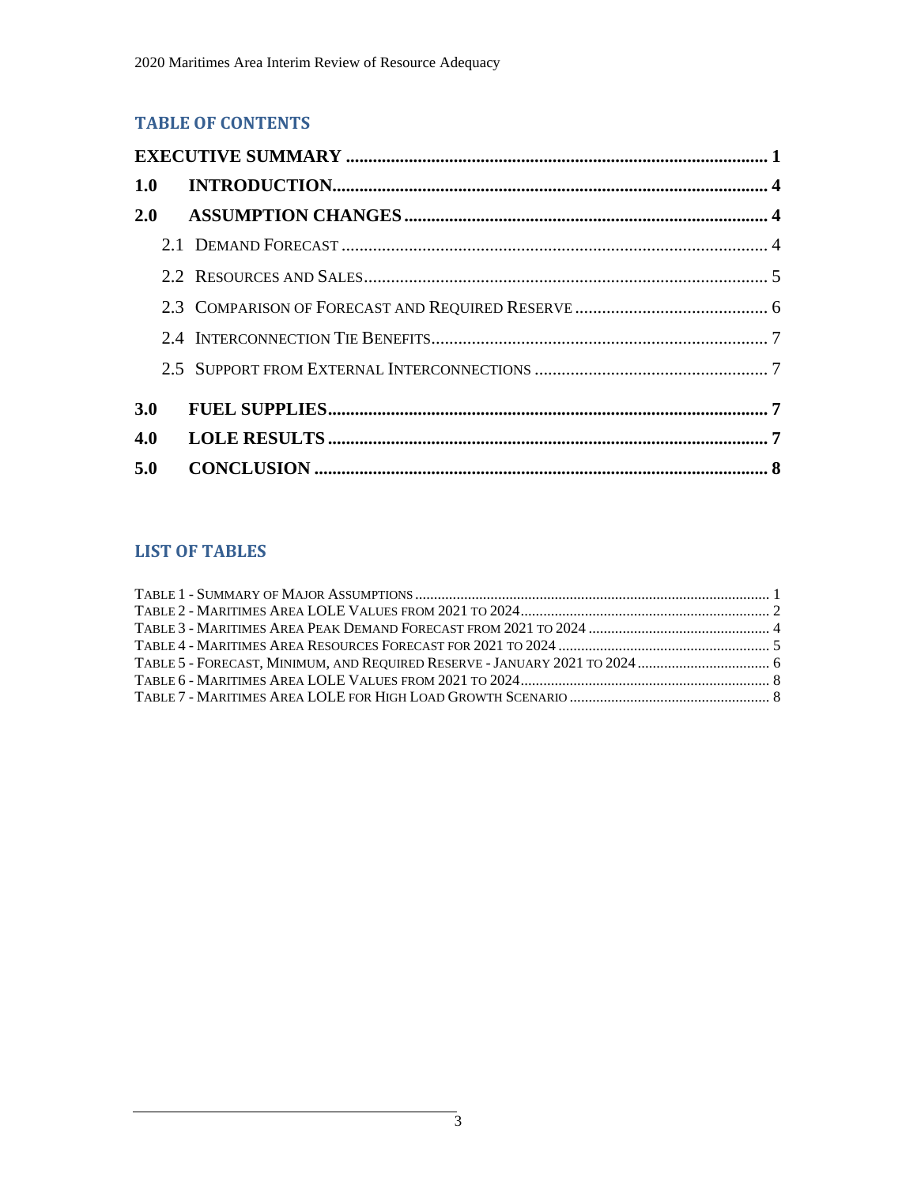## TABLE OF CONTENTS

**EXECUTIVE SUMMARY** ..................................................................... **1**

**1.0 INTRODUCTION** ..................................................................... **4**

**2.0 ASSUMPTION CHANGES** ..................................................................... **4**

- 2.1 DEMAND FORECAST ..................................................................... 4
- 2.2 RESOURCES AND SALES ..................................................................... 5
- 2.3 COMPARISON OF FORECAST AND REQUIRED RESERVE ..................................................................... 6
- 2.4 INTERCONNECTION TIE BENEFITS ..................................................................... 7
- 2.5 SUPPORT FROM EXTERNAL INTERCONNECTIONS ..................................................................... 7

**3.0 FUEL SUPPLIES** ..................................................................... **7**

**4.0 LOLE RESULTS** ..................................................................... **7**

**5.0 CONCLUSION** ..................................................................... **8**

## LIST OF TABLES

TABLE 1 - SUMMARY OF MAJOR ASSUMPTIONS ..................................................................... 1
TABLE 2 - MARITIMES AREA LOLE VALUES FROM 2021 TO 2024 ..................................................................... 2
TABLE 3 - MARITIMES AREA PEAK DEMAND FORECAST FROM 2021 TO 2024 ..................................................................... 4
TABLE 4 - MARITIMES AREA RESOURCES FORECAST FOR 2021 TO 2024 ..................................................................... 5
TABLE 5 - FORECAST, MINIMUM, AND REQUIRED RESERVE - JANUARY 2021 TO 2024 ..................................................................... 6
TABLE 6 - MARITIMES AREA LOLE VALUES FROM 2021 TO 2024 ..................................................................... 8
TABLE 7 - MARITIMES AREA LOLE FOR HIGH LOAD GROWTH SCENARIO ..................................................................... 8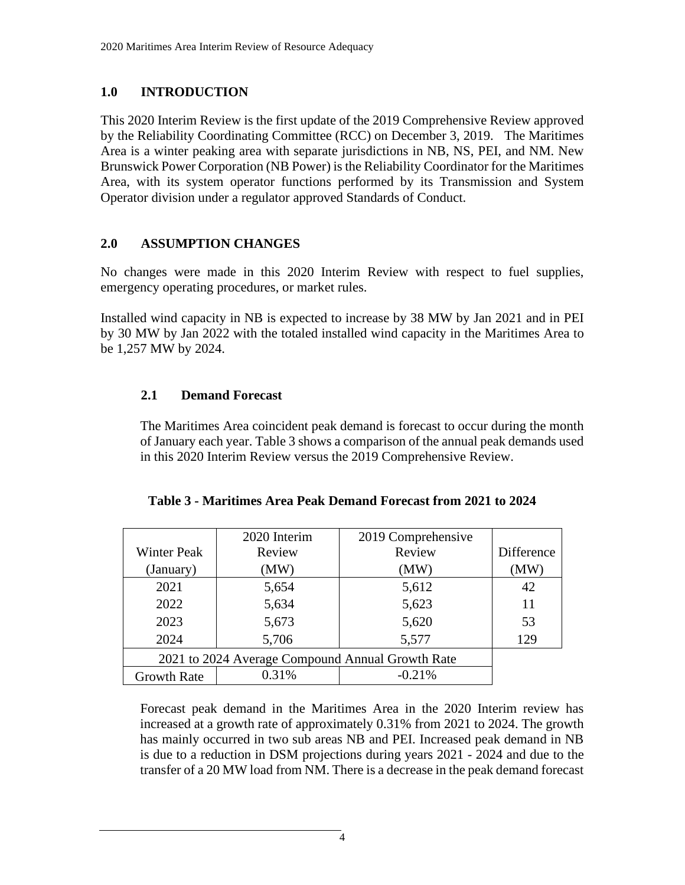## 1.0 INTRODUCTION

This 2020 Interim Review is the first update of the 2019 Comprehensive Review approved by the Reliability Coordinating Committee (RCC) on December 3, 2019. The Maritimes Area is a winter peaking area with separate jurisdictions in NB, NS, PEI, and NM. New Brunswick Power Corporation (NB Power) is the Reliability Coordinator for the Maritimes Area, with its system operator functions performed by its Transmission and System Operator division under a regulator approved Standards of Conduct.

## 2.0 ASSUMPTION CHANGES

No changes were made in this 2020 Interim Review with respect to fuel supplies, emergency operating procedures, or market rules.

Installed wind capacity in NB is expected to increase by 38 MW by Jan 2021 and in PEI by 30 MW by Jan 2022 with the totaled installed wind capacity in the Maritimes Area to be 1,257 MW by 2024.

### 2.1 Demand Forecast

The Maritimes Area coincident peak demand is forecast to occur during the month of January each year. Table 3 shows a comparison of the annual peak demands used in this 2020 Interim Review versus the 2019 Comprehensive Review.

**Table 3 - Maritimes Area Peak Demand Forecast from 2021 to 2024**

| Winter Peak (January) | 2020 Interim Review (MW) | 2019 Comprehensive Review (MW) | Difference (MW) |
|---|---|---|---|
| 2021 | 5,654 | 5,612 | 42 |
| 2022 | 5,634 | 5,623 | 11 |
| 2023 | 5,673 | 5,620 | 53 |
| 2024 | 5,706 | 5,577 | 129 |
| 2021 to 2024 Average Compound Annual Growth Rate | | | |
| Growth Rate | 0.31% | -0.21% | |

Forecast peak demand in the Maritimes Area in the 2020 Interim review has increased at a growth rate of approximately 0.31% from 2021 to 2024. The growth has mainly occurred in two sub areas NB and PEI. Increased peak demand in NB is due to a reduction in DSM projections during years 2021 - 2024 and due to the transfer of a 20 MW load from NM. There is a decrease in the peak demand forecast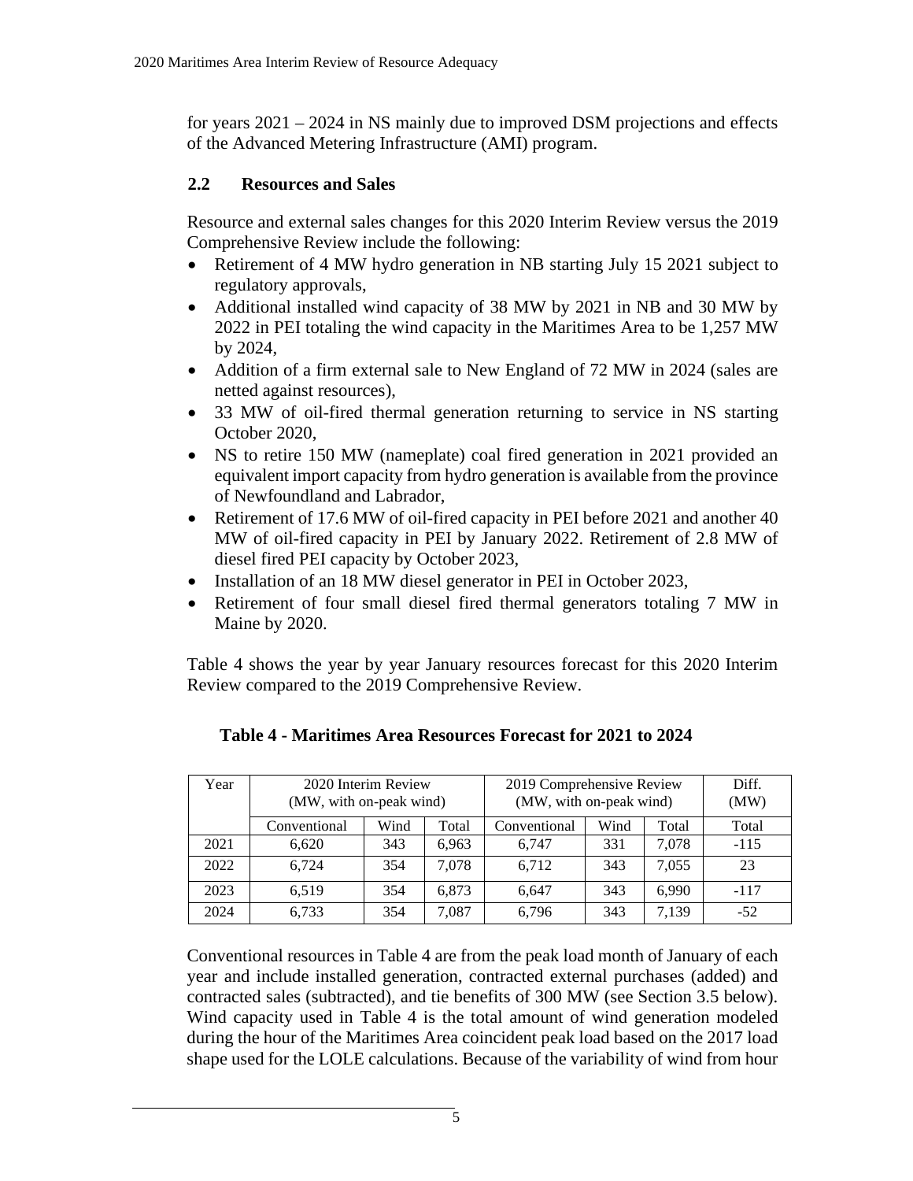for years 2021 – 2024 in NS mainly due to improved DSM projections and effects of the Advanced Metering Infrastructure (AMI) program.

## 2.2 Resources and Sales

Resource and external sales changes for this 2020 Interim Review versus the 2019 Comprehensive Review include the following:

- Retirement of 4 MW hydro generation in NB starting July 15 2021 subject to regulatory approvals,
- Additional installed wind capacity of 38 MW by 2021 in NB and 30 MW by 2022 in PEI totaling the wind capacity in the Maritimes Area to be 1,257 MW by 2024,
- Addition of a firm external sale to New England of 72 MW in 2024 (sales are netted against resources),
- 33 MW of oil-fired thermal generation returning to service in NS starting October 2020,
- NS to retire 150 MW (nameplate) coal fired generation in 2021 provided an equivalent import capacity from hydro generation is available from the province of Newfoundland and Labrador,
- Retirement of 17.6 MW of oil-fired capacity in PEI before 2021 and another 40 MW of oil-fired capacity in PEI by January 2022. Retirement of 2.8 MW of diesel fired PEI capacity by October 2023,
- Installation of an 18 MW diesel generator in PEI in October 2023,
- Retirement of four small diesel fired thermal generators totaling 7 MW in Maine by 2020.

Table 4 shows the year by year January resources forecast for this 2020 Interim Review compared to the 2019 Comprehensive Review.

**Table 4 - Maritimes Area Resources Forecast for 2021 to 2024**

| Year | 2020 Interim Review (MW, with on-peak wind) | | | 2019 Comprehensive Review (MW, with on-peak wind) | | | Diff. (MW) |
|---|---|---|---|---|---|---|---|
| | Conventional | Wind | Total | Conventional | Wind | Total | Total |
| 2021 | 6,620 | 343 | 6,963 | 6,747 | 331 | 7,078 | -115 |
| 2022 | 6,724 | 354 | 7,078 | 6,712 | 343 | 7,055 | 23 |
| 2023 | 6,519 | 354 | 6,873 | 6,647 | 343 | 6,990 | -117 |
| 2024 | 6,733 | 354 | 7,087 | 6,796 | 343 | 7,139 | -52 |

Conventional resources in Table 4 are from the peak load month of January of each year and include installed generation, contracted external purchases (added) and contracted sales (subtracted), and tie benefits of 300 MW (see Section 3.5 below). Wind capacity used in Table 4 is the total amount of wind generation modeled during the hour of the Maritimes Area coincident peak load based on the 2017 load shape used for the LOLE calculations. Because of the variability of wind from hour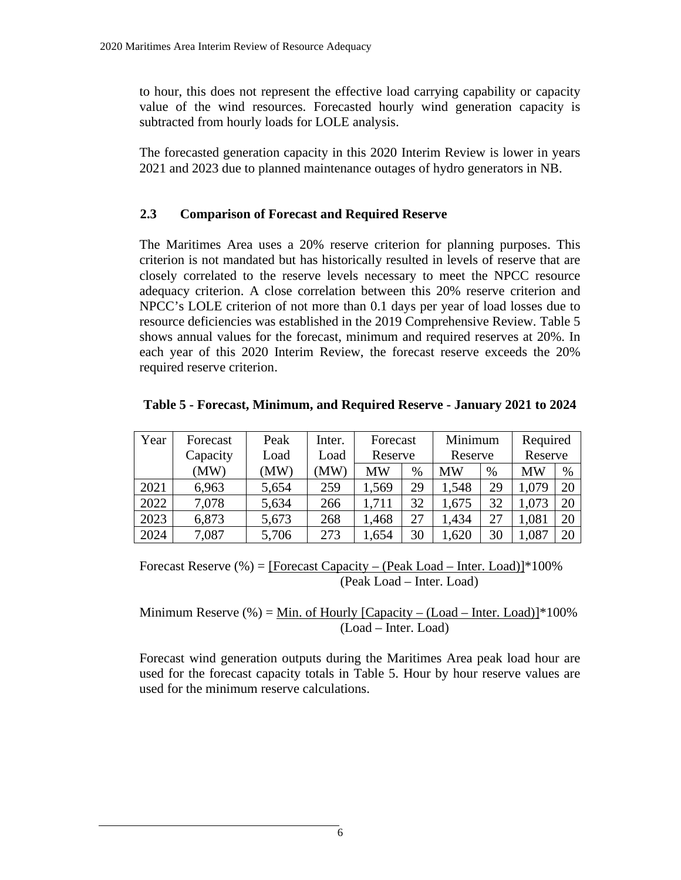to hour, this does not represent the effective load carrying capability or capacity value of the wind resources. Forecasted hourly wind generation capacity is subtracted from hourly loads for LOLE analysis.

The forecasted generation capacity in this 2020 Interim Review is lower in years 2021 and 2023 due to planned maintenance outages of hydro generators in NB.

## 2.3 Comparison of Forecast and Required Reserve

The Maritimes Area uses a 20% reserve criterion for planning purposes. This criterion is not mandated but has historically resulted in levels of reserve that are closely correlated to the reserve levels necessary to meet the NPCC resource adequacy criterion. A close correlation between this 20% reserve criterion and NPCC's LOLE criterion of not more than 0.1 days per year of load losses due to resource deficiencies was established in the 2019 Comprehensive Review. Table 5 shows annual values for the forecast, minimum and required reserves at 20%. In each year of this 2020 Interim Review, the forecast reserve exceeds the 20% required reserve criterion.

**Table 5 - Forecast, Minimum, and Required Reserve - January 2021 to 2024**

| Year | Forecast Capacity (MW) | Peak Load (MW) | Inter. Load (MW) | Forecast Reserve | | Minimum Reserve | | Required Reserve | |
|---|---|---|---|---|---|---|---|---|---|
| | | | | MW | % | MW | % | MW | % |
| 2021 | 6,963 | 5,654 | 259 | 1,569 | 29 | 1,548 | 29 | 1,079 | 20 |
| 2022 | 7,078 | 5,634 | 266 | 1,711 | 32 | 1,675 | 32 | 1,073 | 20 |
| 2023 | 6,873 | 5,673 | 268 | 1,468 | 27 | 1,434 | 27 | 1,081 | 20 |
| 2024 | 7,087 | 5,706 | 273 | 1,654 | 30 | 1,620 | 30 | 1,087 | 20 |

$$\text{Forecast Reserve (\%)} = \frac{[\text{Forecast Capacity} - (\text{Peak Load} - \text{Inter. Load})]}{(\text{Peak Load} - \text{Inter. Load})} * 100\%$$

$$\text{Minimum Reserve (\%)} = \frac{\text{Min. of Hourly } [\text{Capacity} - (\text{Load} - \text{Inter. Load})]}{(\text{Load} - \text{Inter. Load})} * 100\%$$

Forecast wind generation outputs during the Maritimes Area peak load hour are used for the forecast capacity totals in Table 5. Hour by hour reserve values are used for the minimum reserve calculations.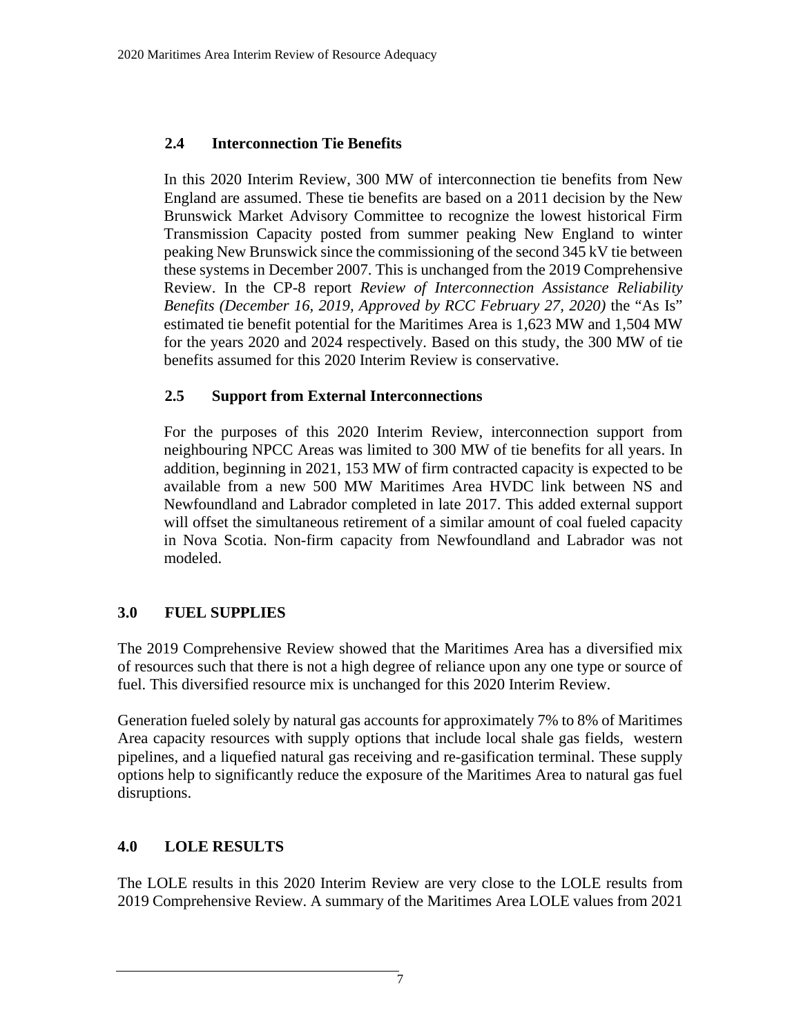### 2.4 Interconnection Tie Benefits

In this 2020 Interim Review, 300 MW of interconnection tie benefits from New England are assumed. These tie benefits are based on a 2011 decision by the New Brunswick Market Advisory Committee to recognize the lowest historical Firm Transmission Capacity posted from summer peaking New England to winter peaking New Brunswick since the commissioning of the second 345 kV tie between these systems in December 2007. This is unchanged from the 2019 Comprehensive Review. In the CP-8 report *Review of Interconnection Assistance Reliability Benefits (December 16, 2019, Approved by RCC February 27, 2020)* the "As Is" estimated tie benefit potential for the Maritimes Area is 1,623 MW and 1,504 MW for the years 2020 and 2024 respectively. Based on this study, the 300 MW of tie benefits assumed for this 2020 Interim Review is conservative.

### 2.5 Support from External Interconnections

For the purposes of this 2020 Interim Review, interconnection support from neighbouring NPCC Areas was limited to 300 MW of tie benefits for all years. In addition, beginning in 2021, 153 MW of firm contracted capacity is expected to be available from a new 500 MW Maritimes Area HVDC link between NS and Newfoundland and Labrador completed in late 2017. This added external support will offset the simultaneous retirement of a similar amount of coal fueled capacity in Nova Scotia. Non-firm capacity from Newfoundland and Labrador was not modeled.

## 3.0 FUEL SUPPLIES

The 2019 Comprehensive Review showed that the Maritimes Area has a diversified mix of resources such that there is not a high degree of reliance upon any one type or source of fuel. This diversified resource mix is unchanged for this 2020 Interim Review.

Generation fueled solely by natural gas accounts for approximately 7% to 8% of Maritimes Area capacity resources with supply options that include local shale gas fields, western pipelines, and a liquefied natural gas receiving and re-gasification terminal. These supply options help to significantly reduce the exposure of the Maritimes Area to natural gas fuel disruptions.

## 4.0 LOLE RESULTS

The LOLE results in this 2020 Interim Review are very close to the LOLE results from 2019 Comprehensive Review. A summary of the Maritimes Area LOLE values from 2021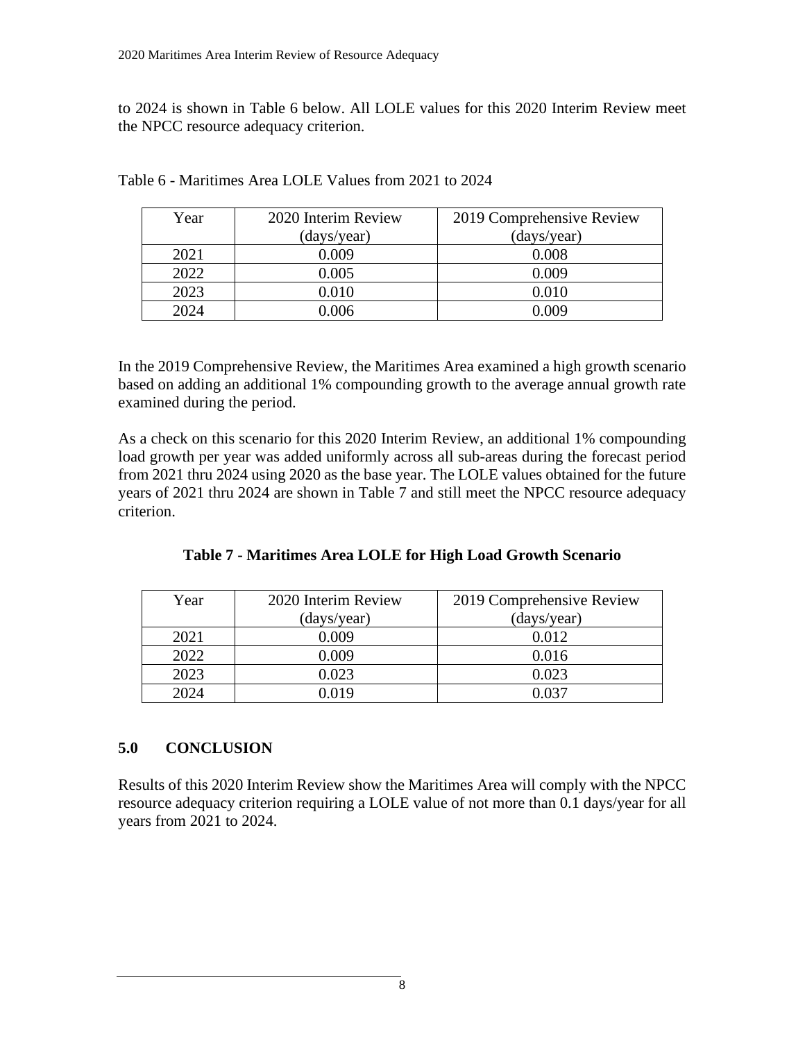to 2024 is shown in Table 6 below. All LOLE values for this 2020 Interim Review meet the NPCC resource adequacy criterion.

Table 6 - Maritimes Area LOLE Values from 2021 to 2024

| Year | 2020 Interim Review (days/year) | 2019 Comprehensive Review (days/year) |
|---|---|---|
| 2021 | 0.009 | 0.008 |
| 2022 | 0.005 | 0.009 |
| 2023 | 0.010 | 0.010 |
| 2024 | 0.006 | 0.009 |

In the 2019 Comprehensive Review, the Maritimes Area examined a high growth scenario based on adding an additional 1% compounding growth to the average annual growth rate examined during the period.

As a check on this scenario for this 2020 Interim Review, an additional 1% compounding load growth per year was added uniformly across all sub-areas during the forecast period from 2021 thru 2024 using 2020 as the base year. The LOLE values obtained for the future years of 2021 thru 2024 are shown in Table 7 and still meet the NPCC resource adequacy criterion.

**Table 7 - Maritimes Area LOLE for High Load Growth Scenario**

| Year | 2020 Interim Review (days/year) | 2019 Comprehensive Review (days/year) |
|---|---|---|
| 2021 | 0.009 | 0.012 |
| 2022 | 0.009 | 0.016 |
| 2023 | 0.023 | 0.023 |
| 2024 | 0.019 | 0.037 |

## 5.0 CONCLUSION

Results of this 2020 Interim Review show the Maritimes Area will comply with the NPCC resource adequacy criterion requiring a LOLE value of not more than 0.1 days/year for all years from 2021 to 2024.